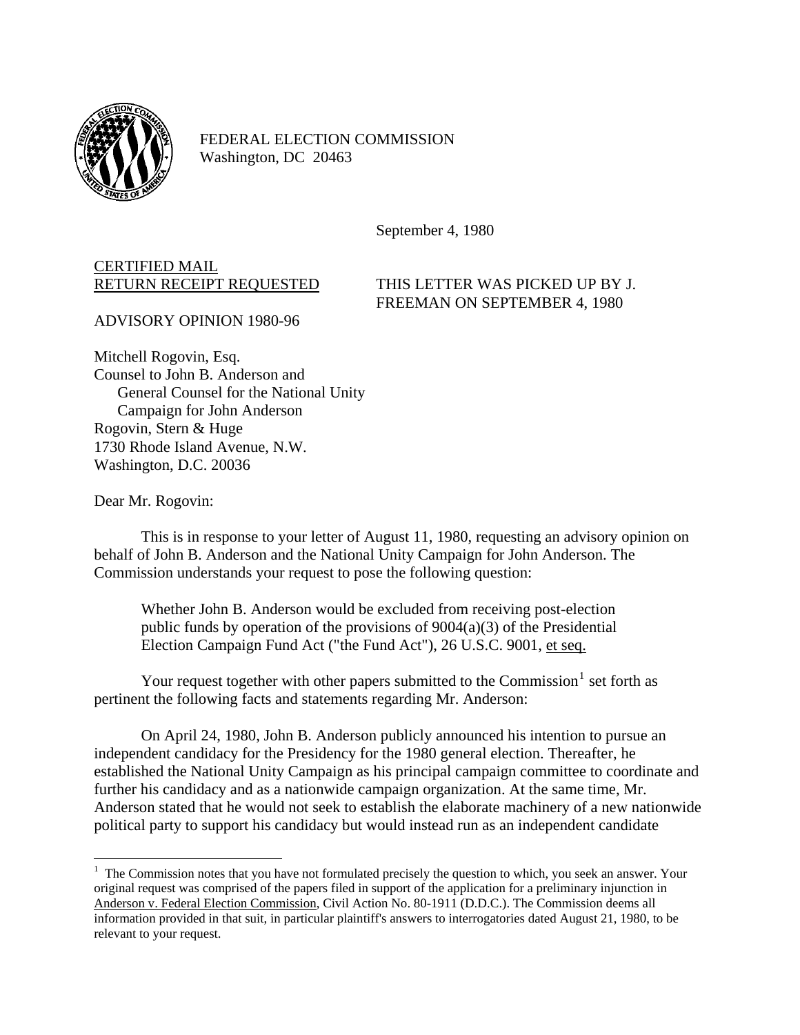FEDERAL ELECTION COMMISSION
Washington, DC 20463

September 4, 1980

<u>CERTIFIED MAIL</u>
<u>RETURN RECEIPT REQUESTED</u>

THIS LETTER WAS PICKED UP BY J. FREEMAN ON SEPTEMBER 4, 1980

ADVISORY OPINION 1980-96

Mitchell Rogovin, Esq.
Counsel to John B. Anderson and
General Counsel for the National Unity
Campaign for John Anderson
Rogovin, Stern & Huge
1730 Rhode Island Avenue, N.W.
Washington, D.C. 20036

Dear Mr. Rogovin:

This is in response to your letter of August 11, 1980, requesting an advisory opinion on behalf of John B. Anderson and the National Unity Campaign for John Anderson. The Commission understands your request to pose the following question:

> Whether John B. Anderson would be excluded from receiving post-election public funds by operation of the provisions of 9004(a)(3) of the Presidential Election Campaign Fund Act ("the Fund Act"), 26 U.S.C. 9001, <u>et seq.</u>

Your request together with other papers submitted to the Commission[1] set forth as pertinent the following facts and statements regarding Mr. Anderson:

On April 24, 1980, John B. Anderson publicly announced his intention to pursue an independent candidacy for the Presidency for the 1980 general election. Thereafter, he established the National Unity Campaign as his principal campaign committee to coordinate and further his candidacy and as a nationwide campaign organization. At the same time, Mr. Anderson stated that he would not seek to establish the elaborate machinery of a new nationwide political party to support his candidacy but would instead run as an independent candidate

[1] The Commission notes that you have not formulated precisely the question to which, you seek an answer. Your original request was comprised of the papers filed in support of the application for a preliminary injunction in <u>Anderson v. Federal Election Commission</u>, Civil Action No. 80-1911 (D.D.C.). The Commission deems all information provided in that suit, in particular plaintiff's answers to interrogatories dated August 21, 1980, to be relevant to your request.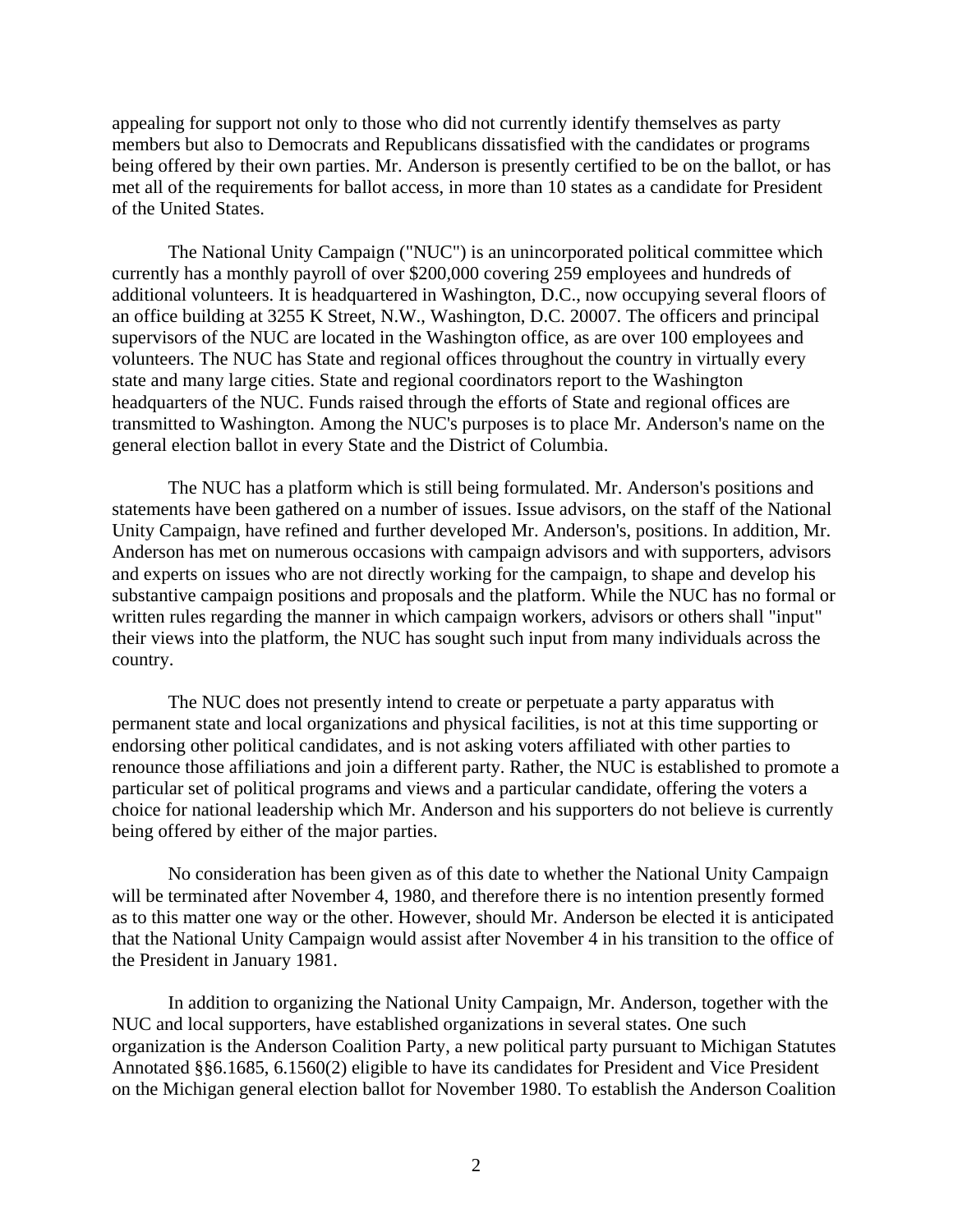appealing for support not only to those who did not currently identify themselves as party members but also to Democrats and Republicans dissatisfied with the candidates or programs being offered by their own parties. Mr. Anderson is presently certified to be on the ballot, or has met all of the requirements for ballot access, in more than 10 states as a candidate for President of the United States.

The National Unity Campaign ("NUC") is an unincorporated political committee which currently has a monthly payroll of over $200,000 covering 259 employees and hundreds of additional volunteers. It is headquartered in Washington, D.C., now occupying several floors of an office building at 3255 K Street, N.W., Washington, D.C. 20007. The officers and principal supervisors of the NUC are located in the Washington office, as are over 100 employees and volunteers. The NUC has State and regional offices throughout the country in virtually every state and many large cities. State and regional coordinators report to the Washington headquarters of the NUC. Funds raised through the efforts of State and regional offices are transmitted to Washington. Among the NUC's purposes is to place Mr. Anderson's name on the general election ballot in every State and the District of Columbia.

The NUC has a platform which is still being formulated. Mr. Anderson's positions and statements have been gathered on a number of issues. Issue advisors, on the staff of the National Unity Campaign, have refined and further developed Mr. Anderson's, positions. In addition, Mr. Anderson has met on numerous occasions with campaign advisors and with supporters, advisors and experts on issues who are not directly working for the campaign, to shape and develop his substantive campaign positions and proposals and the platform. While the NUC has no formal or written rules regarding the manner in which campaign workers, advisors or others shall "input" their views into the platform, the NUC has sought such input from many individuals across the country.

The NUC does not presently intend to create or perpetuate a party apparatus with permanent state and local organizations and physical facilities, is not at this time supporting or endorsing other political candidates, and is not asking voters affiliated with other parties to renounce those affiliations and join a different party. Rather, the NUC is established to promote a particular set of political programs and views and a particular candidate, offering the voters a choice for national leadership which Mr. Anderson and his supporters do not believe is currently being offered by either of the major parties.

No consideration has been given as of this date to whether the National Unity Campaign will be terminated after November 4, 1980, and therefore there is no intention presently formed as to this matter one way or the other. However, should Mr. Anderson be elected it is anticipated that the National Unity Campaign would assist after November 4 in his transition to the office of the President in January 1981.

In addition to organizing the National Unity Campaign, Mr. Anderson, together with the NUC and local supporters, have established organizations in several states. One such organization is the Anderson Coalition Party, a new political party pursuant to Michigan Statutes Annotated §§6.1685, 6.1560(2) eligible to have its candidates for President and Vice President on the Michigan general election ballot for November 1980. To establish the Anderson Coalition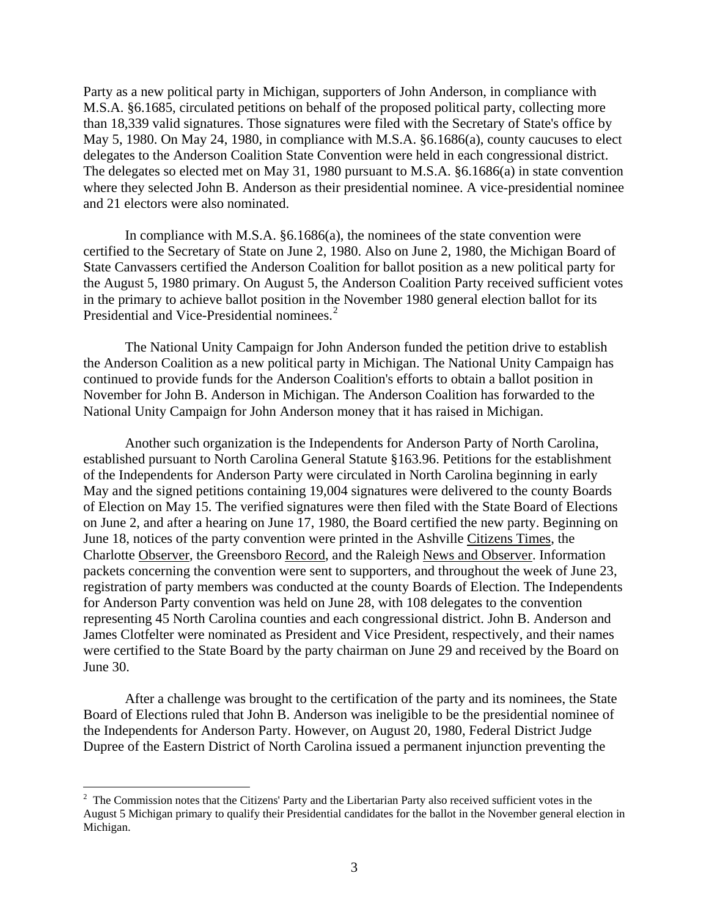Party as a new political party in Michigan, supporters of John Anderson, in compliance with M.S.A. §6.1685, circulated petitions on behalf of the proposed political party, collecting more than 18,339 valid signatures. Those signatures were filed with the Secretary of State's office by May 5, 1980. On May 24, 1980, in compliance with M.S.A. §6.1686(a), county caucuses to elect delegates to the Anderson Coalition State Convention were held in each congressional district. The delegates so elected met on May 31, 1980 pursuant to M.S.A. §6.1686(a) in state convention where they selected John B. Anderson as their presidential nominee. A vice-presidential nominee and 21 electors were also nominated.

In compliance with M.S.A. §6.1686(a), the nominees of the state convention were certified to the Secretary of State on June 2, 1980. Also on June 2, 1980, the Michigan Board of State Canvassers certified the Anderson Coalition for ballot position as a new political party for the August 5, 1980 primary. On August 5, the Anderson Coalition Party received sufficient votes in the primary to achieve ballot position in the November 1980 general election ballot for its Presidential and Vice-Presidential nominees.[2]

The National Unity Campaign for John Anderson funded the petition drive to establish the Anderson Coalition as a new political party in Michigan. The National Unity Campaign has continued to provide funds for the Anderson Coalition's efforts to obtain a ballot position in November for John B. Anderson in Michigan. The Anderson Coalition has forwarded to the National Unity Campaign for John Anderson money that it has raised in Michigan.

Another such organization is the Independents for Anderson Party of North Carolina, established pursuant to North Carolina General Statute §163.96. Petitions for the establishment of the Independents for Anderson Party were circulated in North Carolina beginning in early May and the signed petitions containing 19,004 signatures were delivered to the county Boards of Election on May 15. The verified signatures were then filed with the State Board of Elections on June 2, and after a hearing on June 17, 1980, the Board certified the new party. Beginning on June 18, notices of the party convention were printed in the Ashville Citizens Times, the Charlotte Observer, the Greensboro Record, and the Raleigh News and Observer. Information packets concerning the convention were sent to supporters, and throughout the week of June 23, registration of party members was conducted at the county Boards of Election. The Independents for Anderson Party convention was held on June 28, with 108 delegates to the convention representing 45 North Carolina counties and each congressional district. John B. Anderson and James Clotfelter were nominated as President and Vice President, respectively, and their names were certified to the State Board by the party chairman on June 29 and received by the Board on June 30.

After a challenge was brought to the certification of the party and its nominees, the State Board of Elections ruled that John B. Anderson was ineligible to be the presidential nominee of the Independents for Anderson Party. However, on August 20, 1980, Federal District Judge Dupree of the Eastern District of North Carolina issued a permanent injunction preventing the

[2] The Commission notes that the Citizens' Party and the Libertarian Party also received sufficient votes in the August 5 Michigan primary to qualify their Presidential candidates for the ballot in the November general election in Michigan.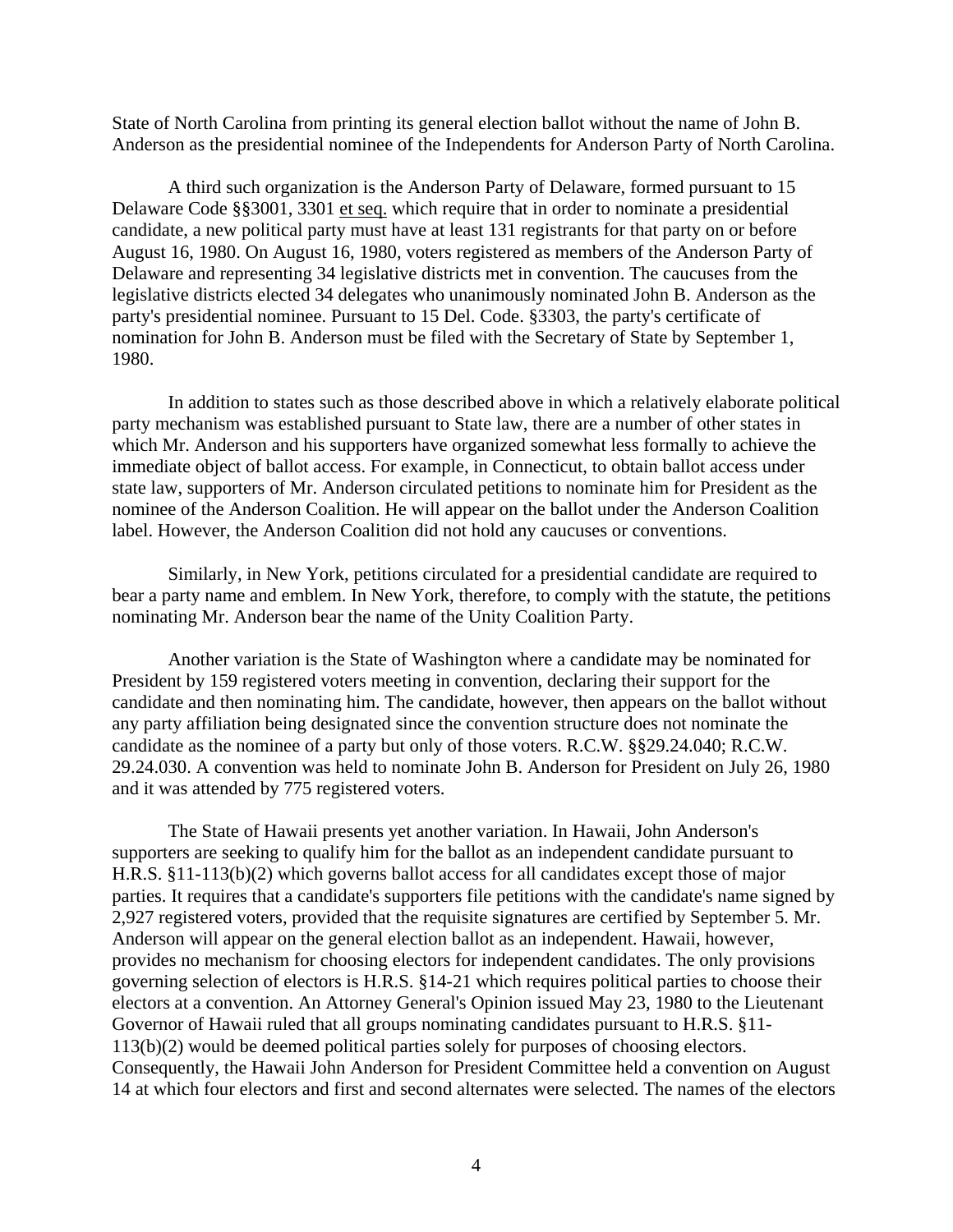State of North Carolina from printing its general election ballot without the name of John B. Anderson as the presidential nominee of the Independents for Anderson Party of North Carolina.

A third such organization is the Anderson Party of Delaware, formed pursuant to 15 Delaware Code §§3001, 3301 et seq. which require that in order to nominate a presidential candidate, a new political party must have at least 131 registrants for that party on or before August 16, 1980. On August 16, 1980, voters registered as members of the Anderson Party of Delaware and representing 34 legislative districts met in convention. The caucuses from the legislative districts elected 34 delegates who unanimously nominated John B. Anderson as the party's presidential nominee. Pursuant to 15 Del. Code. §3303, the party's certificate of nomination for John B. Anderson must be filed with the Secretary of State by September 1, 1980.

In addition to states such as those described above in which a relatively elaborate political party mechanism was established pursuant to State law, there are a number of other states in which Mr. Anderson and his supporters have organized somewhat less formally to achieve the immediate object of ballot access. For example, in Connecticut, to obtain ballot access under state law, supporters of Mr. Anderson circulated petitions to nominate him for President as the nominee of the Anderson Coalition. He will appear on the ballot under the Anderson Coalition label. However, the Anderson Coalition did not hold any caucuses or conventions.

Similarly, in New York, petitions circulated for a presidential candidate are required to bear a party name and emblem. In New York, therefore, to comply with the statute, the petitions nominating Mr. Anderson bear the name of the Unity Coalition Party.

Another variation is the State of Washington where a candidate may be nominated for President by 159 registered voters meeting in convention, declaring their support for the candidate and then nominating him. The candidate, however, then appears on the ballot without any party affiliation being designated since the convention structure does not nominate the candidate as the nominee of a party but only of those voters. R.C.W. §§29.24.040; R.C.W. 29.24.030. A convention was held to nominate John B. Anderson for President on July 26, 1980 and it was attended by 775 registered voters.

The State of Hawaii presents yet another variation. In Hawaii, John Anderson's supporters are seeking to qualify him for the ballot as an independent candidate pursuant to H.R.S. §11-113(b)(2) which governs ballot access for all candidates except those of major parties. It requires that a candidate's supporters file petitions with the candidate's name signed by 2,927 registered voters, provided that the requisite signatures are certified by September 5. Mr. Anderson will appear on the general election ballot as an independent. Hawaii, however, provides no mechanism for choosing electors for independent candidates. The only provisions governing selection of electors is H.R.S. §14-21 which requires political parties to choose their electors at a convention. An Attorney General's Opinion issued May 23, 1980 to the Lieutenant Governor of Hawaii ruled that all groups nominating candidates pursuant to H.R.S. §11-113(b)(2) would be deemed political parties solely for purposes of choosing electors. Consequently, the Hawaii John Anderson for President Committee held a convention on August 14 at which four electors and first and second alternates were selected. The names of the electors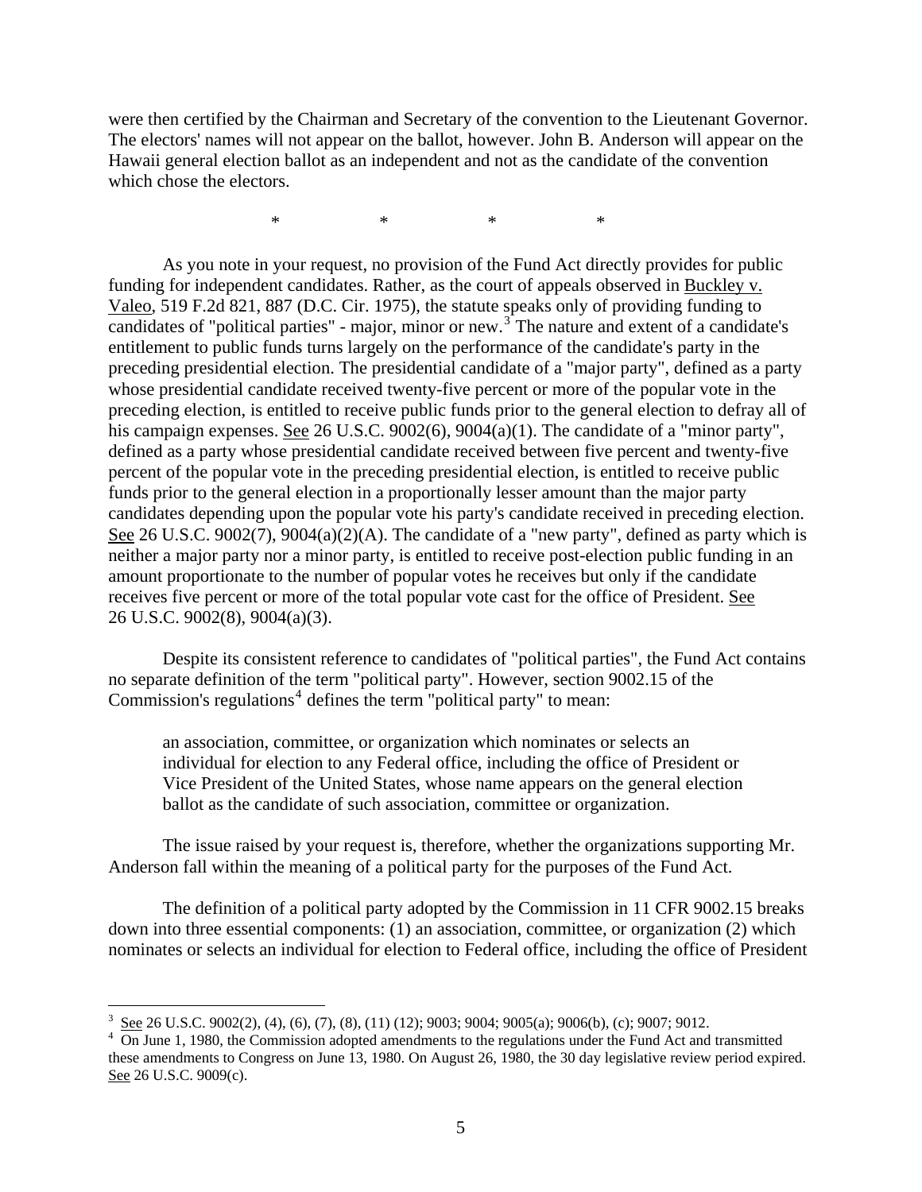were then certified by the Chairman and Secretary of the convention to the Lieutenant Governor. The electors' names will not appear on the ballot, however. John B. Anderson will appear on the Hawaii general election ballot as an independent and not as the candidate of the convention which chose the electors.

\* \* \* \*

As you note in your request, no provision of the Fund Act directly provides for public funding for independent candidates. Rather, as the court of appeals observed in Buckley v. Valeo, 519 F.2d 821, 887 (D.C. Cir. 1975), the statute speaks only of providing funding to candidates of "political parties" - major, minor or new.[3] The nature and extent of a candidate's entitlement to public funds turns largely on the performance of the candidate's party in the preceding presidential election. The presidential candidate of a "major party", defined as a party whose presidential candidate received twenty-five percent or more of the popular vote in the preceding election, is entitled to receive public funds prior to the general election to defray all of his campaign expenses. See 26 U.S.C. 9002(6), 9004(a)(1). The candidate of a "minor party", defined as a party whose presidential candidate received between five percent and twenty-five percent of the popular vote in the preceding presidential election, is entitled to receive public funds prior to the general election in a proportionally lesser amount than the major party candidates depending upon the popular vote his party's candidate received in preceding election. See 26 U.S.C. 9002(7), 9004(a)(2)(A). The candidate of a "new party", defined as party which is neither a major party nor a minor party, is entitled to receive post-election public funding in an amount proportionate to the number of popular votes he receives but only if the candidate receives five percent or more of the total popular vote cast for the office of President. See 26 U.S.C. 9002(8), 9004(a)(3).

Despite its consistent reference to candidates of "political parties", the Fund Act contains no separate definition of the term "political party". However, section 9002.15 of the Commission's regulations[4] defines the term "political party" to mean:

> an association, committee, or organization which nominates or selects an individual for election to any Federal office, including the office of President or Vice President of the United States, whose name appears on the general election ballot as the candidate of such association, committee or organization.

The issue raised by your request is, therefore, whether the organizations supporting Mr. Anderson fall within the meaning of a political party for the purposes of the Fund Act.

The definition of a political party adopted by the Commission in 11 CFR 9002.15 breaks down into three essential components: (1) an association, committee, or organization (2) which nominates or selects an individual for election to Federal office, including the office of President

---

[3] See 26 U.S.C. 9002(2), (4), (6), (7), (8), (11) (12); 9003; 9004; 9005(a); 9006(b), (c); 9007; 9012.

[4] On June 1, 1980, the Commission adopted amendments to the regulations under the Fund Act and transmitted these amendments to Congress on June 13, 1980. On August 26, 1980, the 30 day legislative review period expired. See 26 U.S.C. 9009(c).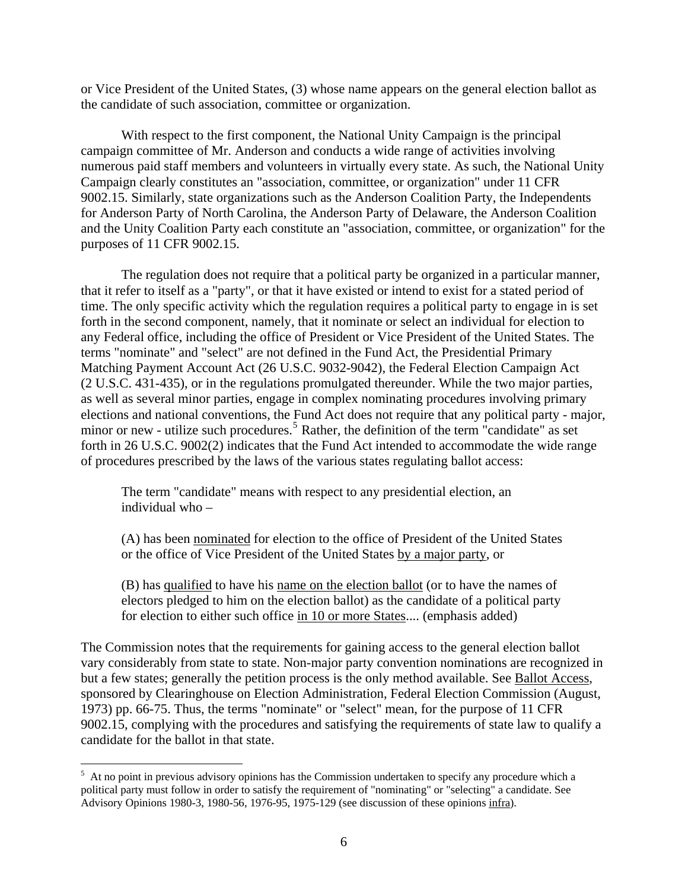or Vice President of the United States, (3) whose name appears on the general election ballot as the candidate of such association, committee or organization.

With respect to the first component, the National Unity Campaign is the principal campaign committee of Mr. Anderson and conducts a wide range of activities involving numerous paid staff members and volunteers in virtually every state. As such, the National Unity Campaign clearly constitutes an "association, committee, or organization" under 11 CFR 9002.15. Similarly, state organizations such as the Anderson Coalition Party, the Independents for Anderson Party of North Carolina, the Anderson Party of Delaware, the Anderson Coalition and the Unity Coalition Party each constitute an "association, committee, or organization" for the purposes of 11 CFR 9002.15.

The regulation does not require that a political party be organized in a particular manner, that it refer to itself as a "party", or that it have existed or intend to exist for a stated period of time. The only specific activity which the regulation requires a political party to engage in is set forth in the second component, namely, that it nominate or select an individual for election to any Federal office, including the office of President or Vice President of the United States. The terms "nominate" and "select" are not defined in the Fund Act, the Presidential Primary Matching Payment Account Act (26 U.S.C. 9032-9042), the Federal Election Campaign Act (2 U.S.C. 431-435), or in the regulations promulgated thereunder. While the two major parties, as well as several minor parties, engage in complex nominating procedures involving primary elections and national conventions, the Fund Act does not require that any political party - major, minor or new - utilize such procedures.[5] Rather, the definition of the term "candidate" as set forth in 26 U.S.C. 9002(2) indicates that the Fund Act intended to accommodate the wide range of procedures prescribed by the laws of the various states regulating ballot access:

> The term "candidate" means with respect to any presidential election, an individual who –
>
> (A) has been <u>nominated</u> for election to the office of President of the United States or the office of Vice President of the United States <u>by a major party</u>, or
>
> (B) has <u>qualified</u> to have his <u>name on the election ballot</u> (or to have the names of electors pledged to him on the election ballot) as the candidate of a political party for election to either such office <u>in 10 or more States</u>.... (emphasis added)

The Commission notes that the requirements for gaining access to the general election ballot vary considerably from state to state. Non-major party convention nominations are recognized in but a few states; generally the petition process is the only method available. See <u>Ballot Access</u>, sponsored by Clearinghouse on Election Administration, Federal Election Commission (August, 1973) pp. 66-75. Thus, the terms "nominate" or "select" mean, for the purpose of 11 CFR 9002.15, complying with the procedures and satisfying the requirements of state law to qualify a candidate for the ballot in that state.

---

[5] At no point in previous advisory opinions has the Commission undertaken to specify any procedure which a political party must follow in order to satisfy the requirement of "nominating" or "selecting" a candidate. See Advisory Opinions 1980-3, 1980-56, 1976-95, 1975-129 (see discussion of these opinions <u>infra</u>).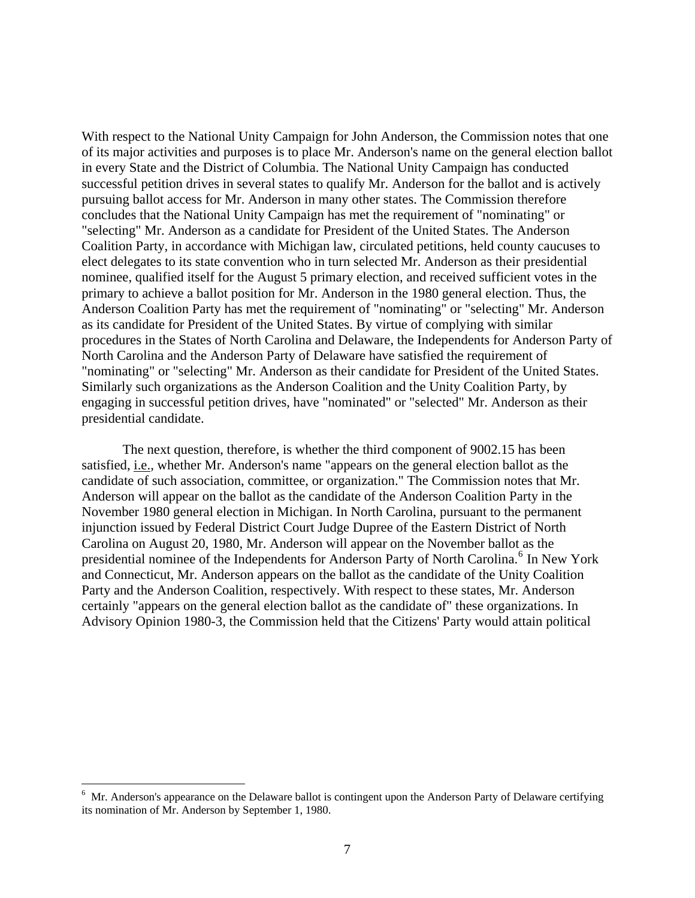With respect to the National Unity Campaign for John Anderson, the Commission notes that one of its major activities and purposes is to place Mr. Anderson's name on the general election ballot in every State and the District of Columbia. The National Unity Campaign has conducted successful petition drives in several states to qualify Mr. Anderson for the ballot and is actively pursuing ballot access for Mr. Anderson in many other states. The Commission therefore concludes that the National Unity Campaign has met the requirement of "nominating" or "selecting" Mr. Anderson as a candidate for President of the United States. The Anderson Coalition Party, in accordance with Michigan law, circulated petitions, held county caucuses to elect delegates to its state convention who in turn selected Mr. Anderson as their presidential nominee, qualified itself for the August 5 primary election, and received sufficient votes in the primary to achieve a ballot position for Mr. Anderson in the 1980 general election. Thus, the Anderson Coalition Party has met the requirement of "nominating" or "selecting" Mr. Anderson as its candidate for President of the United States. By virtue of complying with similar procedures in the States of North Carolina and Delaware, the Independents for Anderson Party of North Carolina and the Anderson Party of Delaware have satisfied the requirement of "nominating" or "selecting" Mr. Anderson as their candidate for President of the United States. Similarly such organizations as the Anderson Coalition and the Unity Coalition Party, by engaging in successful petition drives, have "nominated" or "selected" Mr. Anderson as their presidential candidate.

The next question, therefore, is whether the third component of 9002.15 has been satisfied, i.e., whether Mr. Anderson's name "appears on the general election ballot as the candidate of such association, committee, or organization." The Commission notes that Mr. Anderson will appear on the ballot as the candidate of the Anderson Coalition Party in the November 1980 general election in Michigan. In North Carolina, pursuant to the permanent injunction issued by Federal District Court Judge Dupree of the Eastern District of North Carolina on August 20, 1980, Mr. Anderson will appear on the November ballot as the presidential nominee of the Independents for Anderson Party of North Carolina.[6] In New York and Connecticut, Mr. Anderson appears on the ballot as the candidate of the Unity Coalition Party and the Anderson Coalition, respectively. With respect to these states, Mr. Anderson certainly "appears on the general election ballot as the candidate of" these organizations. In Advisory Opinion 1980-3, the Commission held that the Citizens' Party would attain political

---

[6] Mr. Anderson's appearance on the Delaware ballot is contingent upon the Anderson Party of Delaware certifying its nomination of Mr. Anderson by September 1, 1980.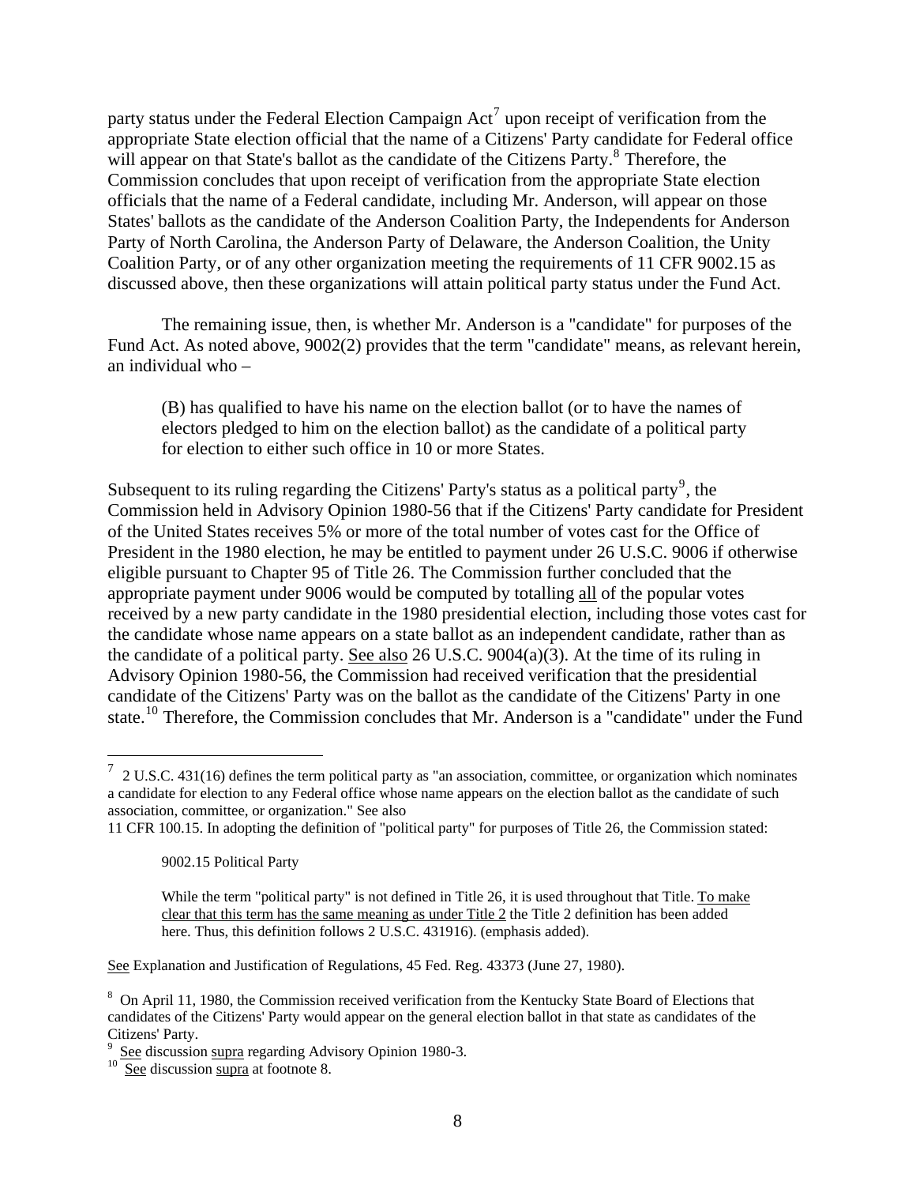party status under the Federal Election Campaign Act[7] upon receipt of verification from the appropriate State election official that the name of a Citizens' Party candidate for Federal office will appear on that State's ballot as the candidate of the Citizens Party.[8] Therefore, the Commission concludes that upon receipt of verification from the appropriate State election officials that the name of a Federal candidate, including Mr. Anderson, will appear on those States' ballots as the candidate of the Anderson Coalition Party, the Independents for Anderson Party of North Carolina, the Anderson Party of Delaware, the Anderson Coalition, the Unity Coalition Party, or of any other organization meeting the requirements of 11 CFR 9002.15 as discussed above, then these organizations will attain political party status under the Fund Act.

The remaining issue, then, is whether Mr. Anderson is a "candidate" for purposes of the Fund Act. As noted above, 9002(2) provides that the term "candidate" means, as relevant herein, an individual who –

> (B) has qualified to have his name on the election ballot (or to have the names of electors pledged to him on the election ballot) as the candidate of a political party for election to either such office in 10 or more States.

Subsequent to its ruling regarding the Citizens' Party's status as a political party[9], the Commission held in Advisory Opinion 1980-56 that if the Citizens' Party candidate for President of the United States receives 5% or more of the total number of votes cast for the Office of President in the 1980 election, he may be entitled to payment under 26 U.S.C. 9006 if otherwise eligible pursuant to Chapter 95 of Title 26. The Commission further concluded that the appropriate payment under 9006 would be computed by totalling all of the popular votes received by a new party candidate in the 1980 presidential election, including those votes cast for the candidate whose name appears on a state ballot as an independent candidate, rather than as the candidate of a political party. See also 26 U.S.C. 9004(a)(3). At the time of its ruling in Advisory Opinion 1980-56, the Commission had received verification that the presidential candidate of the Citizens' Party was on the ballot as the candidate of the Citizens' Party in one state.[10] Therefore, the Commission concludes that Mr. Anderson is a "candidate" under the Fund

---

[7] 2 U.S.C. 431(16) defines the term political party as "an association, committee, or organization which nominates a candidate for election to any Federal office whose name appears on the election ballot as the candidate of such association, committee, or organization." See also 11 CFR 100.15. In adopting the definition of "political party" for purposes of Title 26, the Commission stated:

> 9002.15 Political Party
>
> While the term "political party" is not defined in Title 26, it is used throughout that Title. To make clear that this term has the same meaning as under Title 2 the Title 2 definition has been added here. Thus, this definition follows 2 U.S.C. 431916). (emphasis added).

See Explanation and Justification of Regulations, 45 Fed. Reg. 43373 (June 27, 1980).

[8] On April 11, 1980, the Commission received verification from the Kentucky State Board of Elections that candidates of the Citizens' Party would appear on the general election ballot in that state as candidates of the Citizens' Party.

[9] See discussion supra regarding Advisory Opinion 1980-3.

[10] See discussion supra at footnote 8.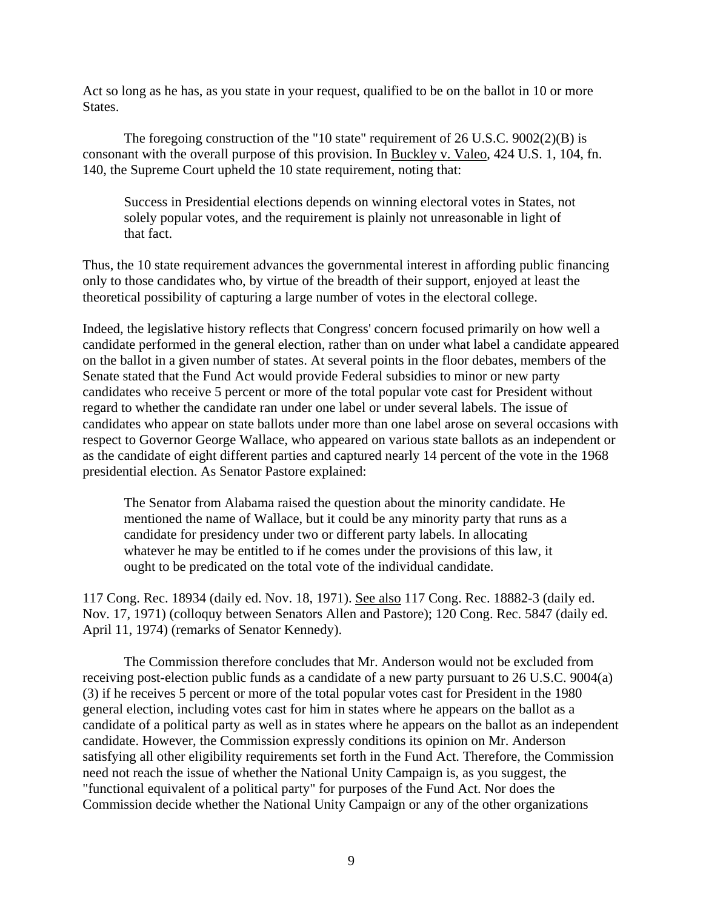Act so long as he has, as you state in your request, qualified to be on the ballot in 10 or more States.

The foregoing construction of the "10 state" requirement of 26 U.S.C. 9002(2)(B) is consonant with the overall purpose of this provision. In Buckley v. Valeo, 424 U.S. 1, 104, fn. 140, the Supreme Court upheld the 10 state requirement, noting that:

> Success in Presidential elections depends on winning electoral votes in States, not solely popular votes, and the requirement is plainly not unreasonable in light of that fact.

Thus, the 10 state requirement advances the governmental interest in affording public financing only to those candidates who, by virtue of the breadth of their support, enjoyed at least the theoretical possibility of capturing a large number of votes in the electoral college.

Indeed, the legislative history reflects that Congress' concern focused primarily on how well a candidate performed in the general election, rather than on under what label a candidate appeared on the ballot in a given number of states. At several points in the floor debates, members of the Senate stated that the Fund Act would provide Federal subsidies to minor or new party candidates who receive 5 percent or more of the total popular vote cast for President without regard to whether the candidate ran under one label or under several labels. The issue of candidates who appear on state ballots under more than one label arose on several occasions with respect to Governor George Wallace, who appeared on various state ballots as an independent or as the candidate of eight different parties and captured nearly 14 percent of the vote in the 1968 presidential election. As Senator Pastore explained:

> The Senator from Alabama raised the question about the minority candidate. He mentioned the name of Wallace, but it could be any minority party that runs as a candidate for presidency under two or different party labels. In allocating whatever he may be entitled to if he comes under the provisions of this law, it ought to be predicated on the total vote of the individual candidate.

117 Cong. Rec. 18934 (daily ed. Nov. 18, 1971). See also 117 Cong. Rec. 18882-3 (daily ed. Nov. 17, 1971) (colloquy between Senators Allen and Pastore); 120 Cong. Rec. 5847 (daily ed. April 11, 1974) (remarks of Senator Kennedy).

The Commission therefore concludes that Mr. Anderson would not be excluded from receiving post-election public funds as a candidate of a new party pursuant to 26 U.S.C. 9004(a)(3) if he receives 5 percent or more of the total popular votes cast for President in the 1980 general election, including votes cast for him in states where he appears on the ballot as a candidate of a political party as well as in states where he appears on the ballot as an independent candidate. However, the Commission expressly conditions its opinion on Mr. Anderson satisfying all other eligibility requirements set forth in the Fund Act. Therefore, the Commission need not reach the issue of whether the National Unity Campaign is, as you suggest, the "functional equivalent of a political party" for purposes of the Fund Act. Nor does the Commission decide whether the National Unity Campaign or any of the other organizations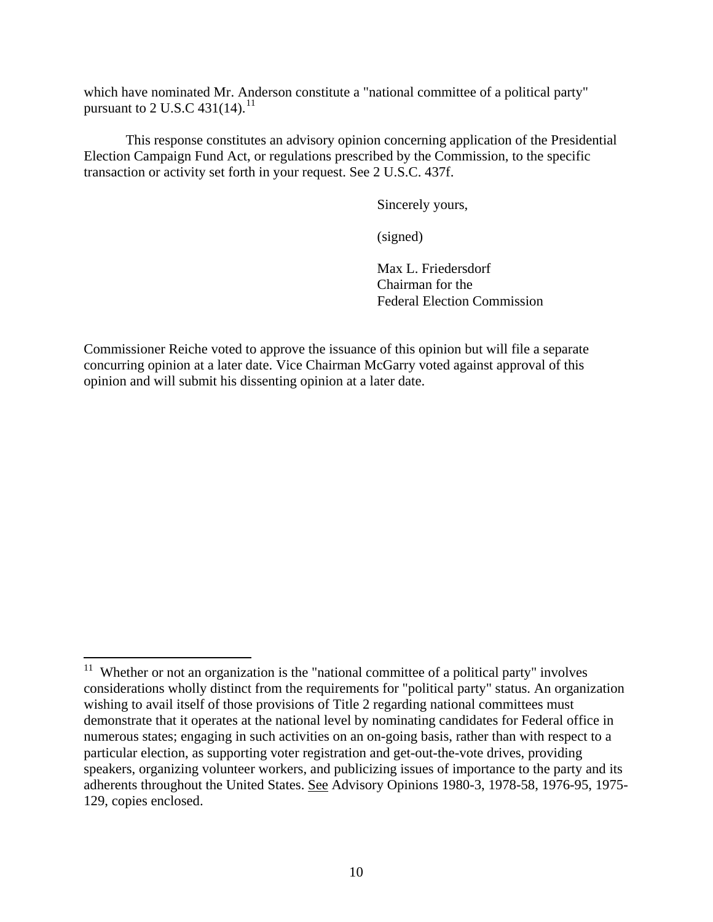which have nominated Mr. Anderson constitute a "national committee of a political party" pursuant to 2 U.S.C 431(14).[11]

This response constitutes an advisory opinion concerning application of the Presidential Election Campaign Fund Act, or regulations prescribed by the Commission, to the specific transaction or activity set forth in your request. See 2 U.S.C. 437f.

Sincerely yours,

(signed)

Max L. Friedersdorf
Chairman for the
Federal Election Commission

Commissioner Reiche voted to approve the issuance of this opinion but will file a separate concurring opinion at a later date. Vice Chairman McGarry voted against approval of this opinion and will submit his dissenting opinion at a later date.

---

[11] Whether or not an organization is the "national committee of a political party" involves considerations wholly distinct from the requirements for "political party" status. An organization wishing to avail itself of those provisions of Title 2 regarding national committees must demonstrate that it operates at the national level by nominating candidates for Federal office in numerous states; engaging in such activities on an on-going basis, rather than with respect to a particular election, as supporting voter registration and get-out-the-vote drives, providing speakers, organizing volunteer workers, and publicizing issues of importance to the party and its adherents throughout the United States. <u>See</u> Advisory Opinions 1980-3, 1978-58, 1976-95, 1975-129, copies enclosed.